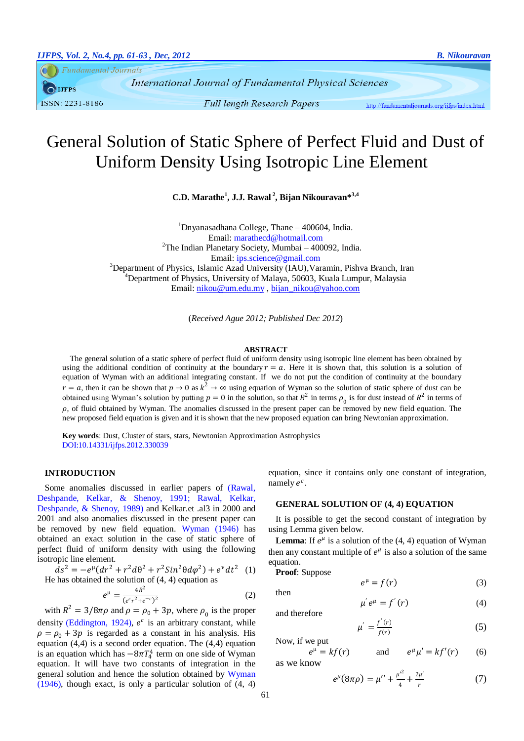# General Solution of Static Sphere of Perfect Fluid and Dust of Uniform Density Using Isotropic Line Element

**C.D. Marathe[1], J.J. Rawal[2], Bijan Nikouravan*[3,4]**

[1]Dnyanasadhana College, Thane – 400604, India.
Email: marathecd@hotmail.com
[2]The Indian Planetary Society, Mumbai – 400092, India.
Email: ips.science@gmail.com
[3]Department of Physics, Islamic Azad University (IAU),Varamin, Pishva Branch, Iran
[4]Department of Physics, University of Malaya, 50603, Kuala Lumpur, Malaysia
Email: nikou@um.edu.my , bijan_nikou@yahoo.com

(*Received Ague 2012; Published Dec 2012*)

## ABSTRACT

The general solution of a static sphere of perfect fluid of uniform density using isotropic line element has been obtained by using the additional condition of continuity at the boundary $r = a$. Here it is shown that, this solution is a solution of equation of Wyman with an additional integrating constant. If we do not put the condition of continuity at the boundary $r = a$, then it can be shown that $p \to 0$ as $k^2 \to \infty$ using equation of Wyman so the solution of static sphere of dust can be obtained using Wyman's solution by putting $p = 0$ in the solution, so that $R^2$ in terms $\rho_0$ is for dust instead of $R^2$ in terms of $\rho$, of fluid obtained by Wyman. The anomalies discussed in the present paper can be removed by new field equation. The new proposed field equation is given and it is shown that the new proposed equation can bring Newtonian approximation.

**Key words**: Dust, Cluster of stars, stars, Newtonian Approximation Astrophysics
DOI:10.14331/ijfps.2012.330039

## INTRODUCTION

Some anomalies discussed in earlier papers of (Rawal, Deshpande, Kelkar, & Shenoy, 1991; Rawal, Kelkar, Deshpande, & Shenoy, 1989) and Kelkar.et .al3 in 2000 and 2001 and also anomalies discussed in the present paper can be removed by new field equation. Wyman (1946) has obtained an exact solution in the case of static sphere of perfect fluid of uniform density with using the following isotropic line element.

$$ds^2 = -e^{\mu}(dr^2 + r^2 d\theta^2 + r^2 Sin^2\theta d\varphi^2) + e^{\nu} dt^2 \quad (1)$$

He has obtained the solution of (4, 4) equation as

$$e^{\mu} = \frac{4R^2}{(e^c r^2 + e^{-c})^2} \quad (2)$$

with $R^2 = 3/8\pi\rho$ and $\rho = \rho_0 + 3p$, where $\rho_0$ is the proper density (Eddington, 1924), $e^c$ is an arbitrary constant, while $\rho = \rho_0 + 3p$ is regarded as a constant in his analysis. His equation (4,4) is a second order equation. The (4,4) equation is an equation which has $-8\pi T_4^4$ term on one side of Wyman equation. It will have two constants of integration in the general solution and hence the solution obtained by Wyman (1946), though exact, is only a particular solution of (4, 4) equation, since it contains only one constant of integration, namely $e^c$.

## GENERAL SOLUTION OF (4, 4) EQUATION

It is possible to get the second constant of integration by using Lemma given below.

**Lemma**: If $e^{\mu}$ is a solution of the (4, 4) equation of Wyman then any constant multiple of $e^{\mu}$ is also a solution of the same equation.

**Proof**: Suppose

$$e^{\mu} = f(r) \quad (3)$$

then

$$\mu' e^{\mu} = f'(r) \quad (4)$$

and therefore

$$\mu' = \frac{f'(r)}{f(r)} \quad (5)$$

Now, if we put

$$e^{\mu} = kf(r) \qquad \text{and} \qquad e^{\mu}\mu' = kf'(r) \quad (6)$$

as we know

$$e^{\mu}(8\pi\rho) = \mu'' + \frac{\mu'^2}{4} + \frac{2\mu'}{r} \quad (7)$$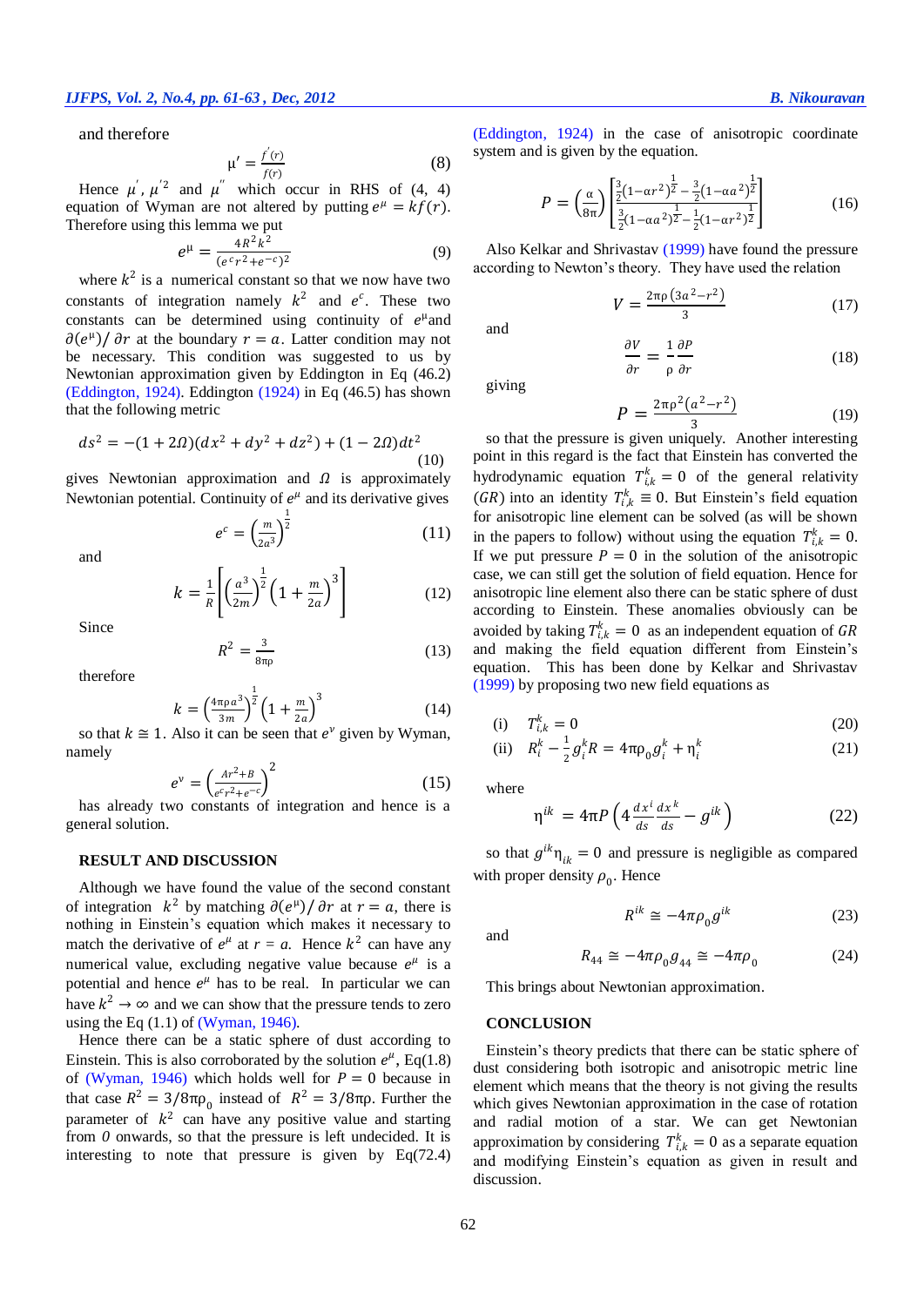and therefore

$$\mu' = \frac{f'(r)}{f(r)} \tag{8}$$

Hence $\mu'$, $\mu'^2$ and $\mu''$ which occur in RHS of (4, 4) equation of Wyman are not altered by putting $e^{\mu} = kf(r)$. Therefore using this lemma we put

$$e^{\mu} = \frac{4R^2k^2}{(e^c r^2 + e^{-c})^2} \tag{9}$$

where $k^2$ is a numerical constant so that we now have two constants of integration namely $k^2$ and $e^c$. These two constants can be determined using continuity of $e^{\mu}$ and $\partial(e^{\mu})/\partial r$ at the boundary $r = a$. Latter condition may not be necessary. This condition was suggested to us by Newtonian approximation given by Eddington in Eq (46.2) (Eddington, 1924). Eddington (1924) in Eq (46.5) has shown that the following metric

$$ds^2 = -(1 + 2\Omega)(dx^2 + dy^2 + dz^2) + (1 - 2\Omega)dt^2 \tag{10}$$

gives Newtonian approximation and $\Omega$ is approximately Newtonian potential. Continuity of $e^{\mu}$ and its derivative gives

$$e^c = \left(\frac{m}{2a^3}\right)^{\frac{1}{2}} \tag{11}$$

and

$$k = \frac{1}{R}\left[\left(\frac{a^3}{2m}\right)^{\frac{1}{2}}\left(1 + \frac{m}{2a}\right)^3\right] \tag{12}$$

Since

$$R^2 = \frac{3}{8\pi\rho} \tag{13}$$

therefore

$$k = \left(\frac{4\pi\rho a^3}{3m}\right)^{\frac{1}{2}}\left(1 + \frac{m}{2a}\right)^3 \tag{14}$$

so that $k \cong 1$. Also it can be seen that $e^{\nu}$ given by Wyman, namely

$$e^{\nu} = \left(\frac{Ar^2 + B}{e^c r^2 + e^{-c}}\right)^2 \tag{15}$$

has already two constants of integration and hence is a general solution.

## RESULT AND DISCUSSION

Although we have found the value of the second constant of integration $k^2$ by matching $\partial(e^{\mu})/\partial r$ at $r = a$, there is nothing in Einstein's equation which makes it necessary to match the derivative of $e^{\mu}$ at $r = a$. Hence $k^2$ can have any numerical value, excluding negative value because $e^{\mu}$ is a potential and hence $e^{\mu}$ has to be real. In particular we can have $k^2 \to \infty$ and we can show that the pressure tends to zero using the Eq (1.1) of (Wyman, 1946).

Hence there can be a static sphere of dust according to Einstein. This is also corroborated by the solution $e^{\mu}$, Eq(1.8) of (Wyman, 1946) which holds well for $P = 0$ because in that case $R^2 = 3/8\pi\rho_0$ instead of $R^2 = 3/8\pi\rho$. Further the parameter of $k^2$ can have any positive value and starting from *0* onwards, so that the pressure is left undecided. It is interesting to note that pressure is given by Eq(72.4) (Eddington, 1924) in the case of anisotropic coordinate system and is given by the equation.

$$P = \left(\frac{\alpha}{8\pi}\right)\left[\frac{\frac{3}{2}(1-\alpha r^2)^{\frac{1}{2}} - \frac{3}{2}(1-\alpha a^2)^{\frac{1}{2}}}{\frac{3}{2}(1-\alpha a^2)^{\frac{1}{2}} - \frac{1}{2}(1-\alpha r^2)^{\frac{1}{2}}}\right] \tag{16}$$

Also Kelkar and Shrivastav (1999) have found the pressure according to Newton's theory. They have used the relation

$$V = \frac{2\pi\rho\,(3a^2 - r^2)}{3} \tag{17}$$

and

$$\frac{\partial V}{\partial r} = \frac{1}{\rho}\frac{\partial P}{\partial r} \tag{18}$$

giving

$$P = \frac{2\pi\rho^2(a^2 - r^2)}{3} \tag{19}$$

so that the pressure is given uniquely. Another interesting point in this regard is the fact that Einstein has converted the hydrodynamic equation $T^k_{i,k} = 0$ of the general relativity $(GR)$ into an identity $T^k_{i,k} \equiv 0$. But Einstein's field equation for anisotropic line element can be solved (as will be shown in the papers to follow) without using the equation $T^k_{i,k} = 0$. If we put pressure $P = 0$ in the solution of the anisotropic case, we can still get the solution of field equation. Hence for anisotropic line element also there can be static sphere of dust according to Einstein. These anomalies obviously can be avoided by taking $T^k_{i,k} = 0$ as an independent equation of $GR$ and making the field equation different from Einstein's equation. This has been done by Kelkar and Shrivastav (1999) by proposing two new field equations as

$$\text{(i)} \quad T^k_{i,k} = 0 \tag{20}$$

$$\text{(ii)} \quad R^k_i - \frac{1}{2}g^k_i R = 4\pi\rho_0 g^k_i + \eta^k_i \tag{21}$$

where

$$\eta^{ik} = 4\pi P\left(4\frac{dx^i}{ds}\frac{dx^k}{ds} - g^{ik}\right) \tag{22}$$

so that $g^{ik}\eta_{ik} = 0$ and pressure is negligible as compared with proper density $\rho_0$. Hence

$$R^{ik} \cong -4\pi\rho_0 g^{ik} \tag{23}$$

and

$$R_{44} \cong -4\pi\rho_0 g_{44} \cong -4\pi\rho_0 \tag{24}$$

This brings about Newtonian approximation.

## CONCLUSION

Einstein's theory predicts that there can be static sphere of dust considering both isotropic and anisotropic metric line element which means that the theory is not giving the results which gives Newtonian approximation in the case of rotation and radial motion of a star. We can get Newtonian approximation by considering $T^k_{i,k} = 0$ as a separate equation and modifying Einstein's equation as given in result and discussion.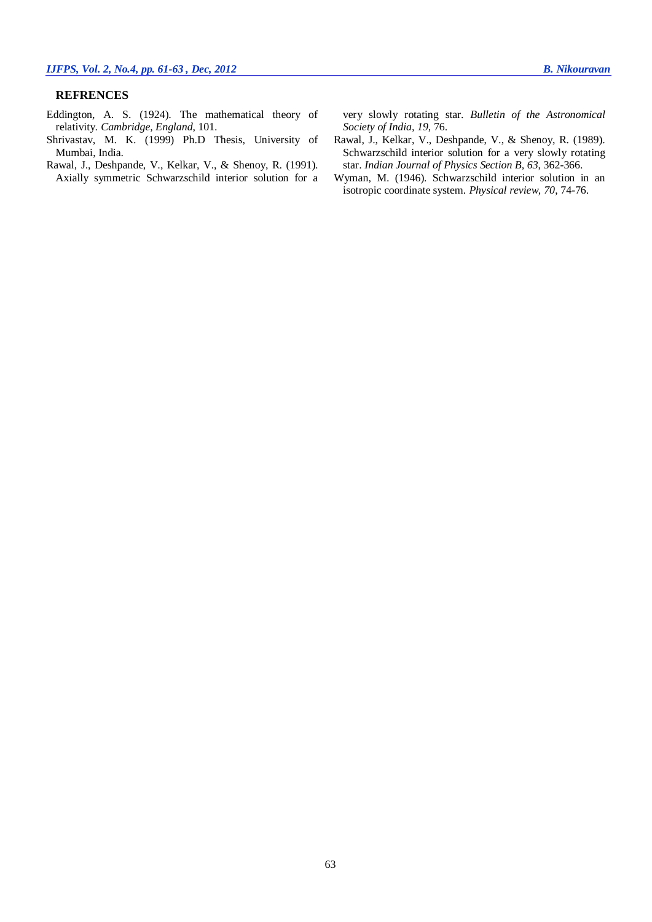## REFRENCES

Eddington, A. S. (1924). The mathematical theory of relativity. *Cambridge, England*, 101.

Shrivastav, M. K. (1999) Ph.D Thesis, University of Mumbai, India.

Rawal, J., Deshpande, V., Kelkar, V., & Shenoy, R. (1991). Axially symmetric Schwarzschild interior solution for a very slowly rotating star. *Bulletin of the Astronomical Society of India, 19*, 76.

Rawal, J., Kelkar, V., Deshpande, V., & Shenoy, R. (1989). Schwarzschild interior solution for a very slowly rotating star. *Indian Journal of Physics Section B, 63*, 362-366.

Wyman, M. (1946). Schwarzschild interior solution in an isotropic coordinate system. *Physical review, 70*, 74-76.